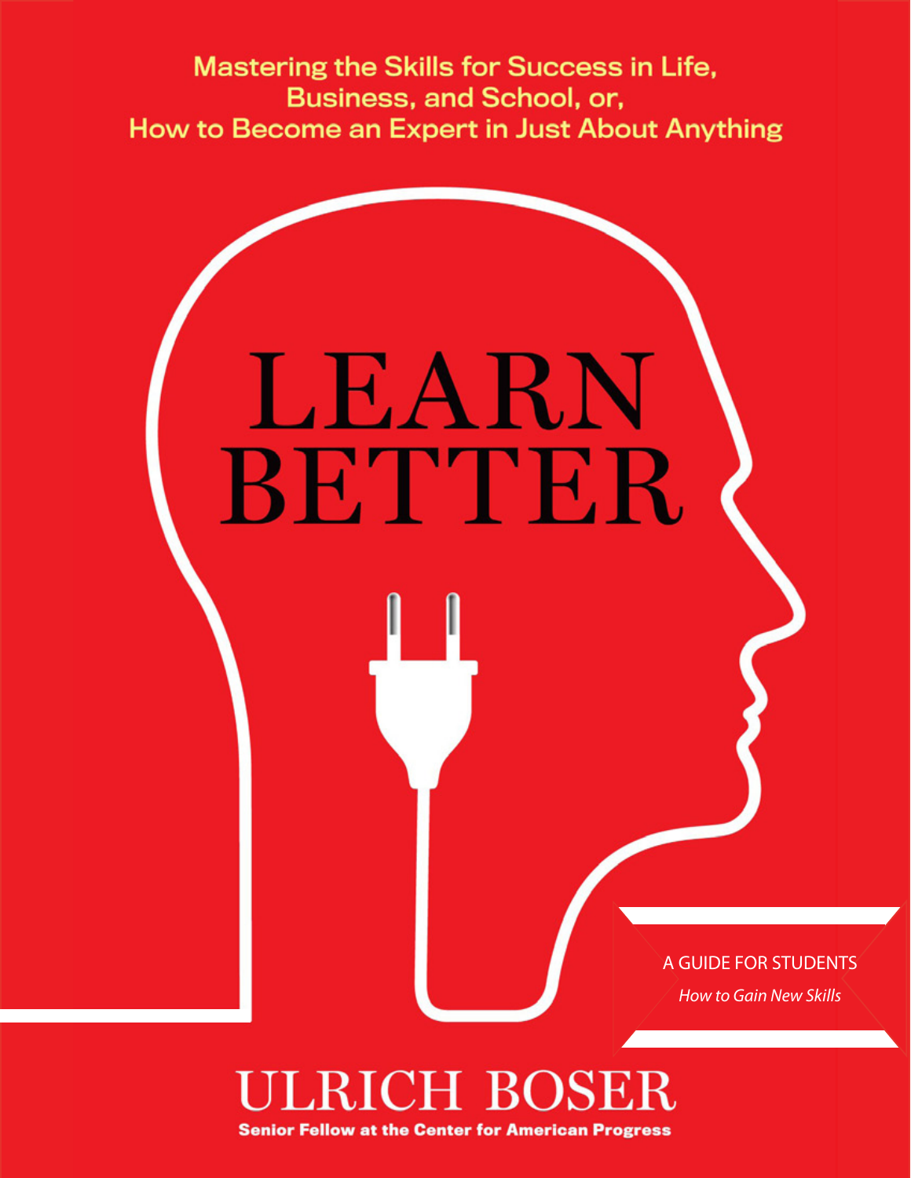Mastering the Skills for Success in Life, Business, and School, or, How to Become an Expert in Just About Anything

# LEARN BETTER

A GUIDE FOR STUDENTS

*How to Gain New Skills*

## ULRICH BOSER

**Senior Fellow at the Center for American Progress**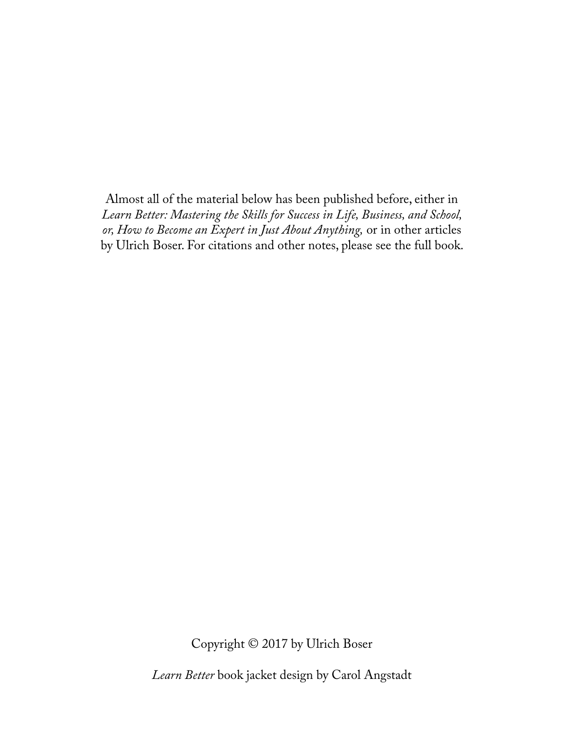Almost all of the material below has been published before, either in *Learn Better: Mastering the Skills for Success in Life, Business, and School, or, How to Become an Expert in Just About Anything,* or in other articles by Ulrich Boser. For citations and other notes, please see the full book.

Copyright © 2017 by Ulrich Boser

*Learn Better* book jacket design by Carol Angstadt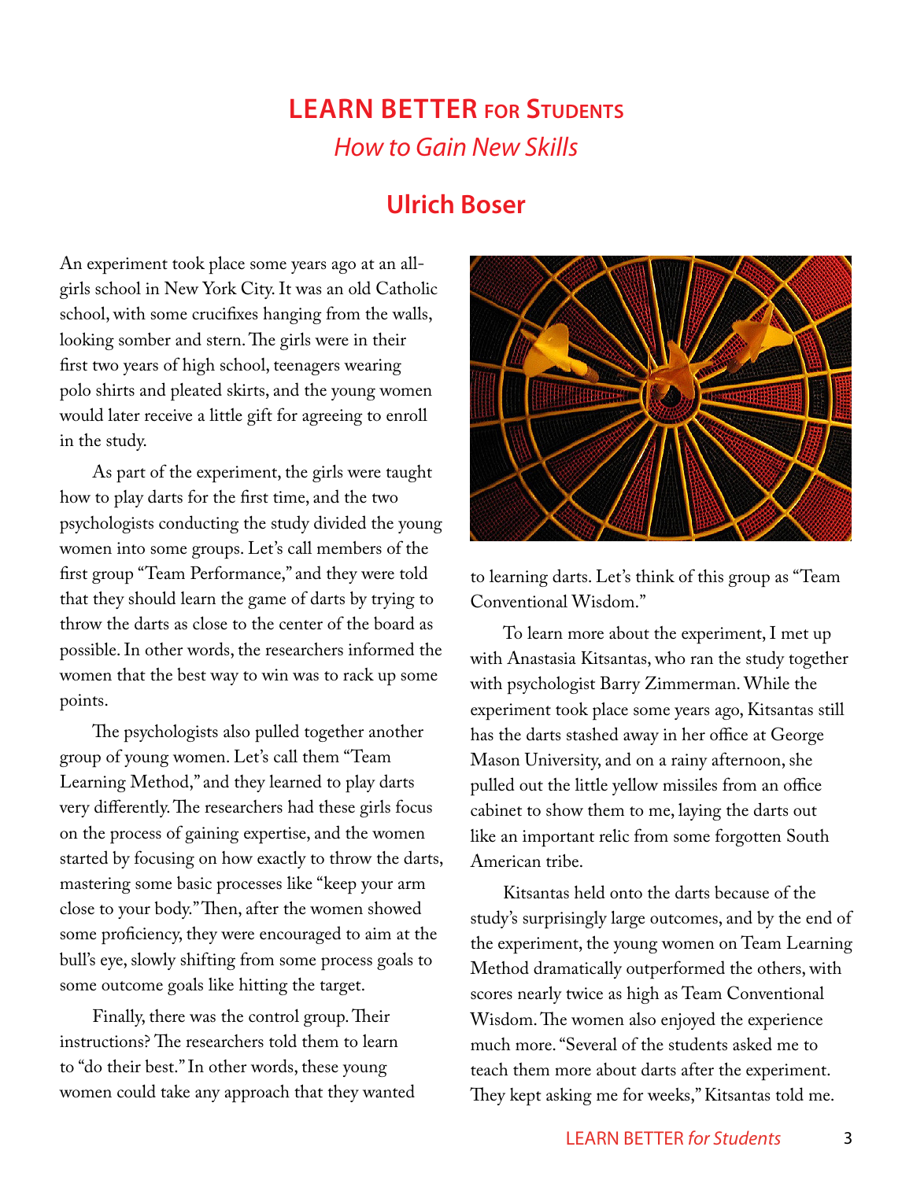# LEARN BETTER FOR STUDENTS

*How to Gain New Skills*

## Ulrich Boser

An experiment took place some years ago at an all-girls school in New York City. It was an old Catholic school, with some crucifixes hanging from the walls, looking somber and stern. The girls were in their first two years of high school, teenagers wearing polo shirts and pleated skirts, and the young women would later receive a little gift for agreeing to enroll in the study.

As part of the experiment, the girls were taught how to play darts for the first time, and the two psychologists conducting the study divided the young women into some groups. Let's call members of the first group "Team Performance," and they were told that they should learn the game of darts by trying to throw the darts as close to the center of the board as possible. In other words, the researchers informed the women that the best way to win was to rack up some points.

The psychologists also pulled together another group of young women. Let's call them "Team Learning Method," and they learned to play darts very differently. The researchers had these girls focus on the process of gaining expertise, and the women started by focusing on how exactly to throw the darts, mastering some basic processes like "keep your arm close to your body." Then, after the women showed some proficiency, they were encouraged to aim at the bull's eye, slowly shifting from some process goals to some outcome goals like hitting the target.

Finally, there was the control group. Their instructions? The researchers told them to learn to "do their best." In other words, these young women could take any approach that they wanted to learning darts. Let's think of this group as "Team Conventional Wisdom."

To learn more about the experiment, I met up with Anastasia Kitsantas, who ran the study together with psychologist Barry Zimmerman. While the experiment took place some years ago, Kitsantas still has the darts stashed away in her office at George Mason University, and on a rainy afternoon, she pulled out the little yellow missiles from an office cabinet to show them to me, laying the darts out like an important relic from some forgotten South American tribe.

Kitsantas held onto the darts because of the study's surprisingly large outcomes, and by the end of the experiment, the young women on Team Learning Method dramatically outperformed the others, with scores nearly twice as high as Team Conventional Wisdom. The women also enjoyed the experience much more. "Several of the students asked me to teach them more about darts after the experiment. They kept asking me for weeks," Kitsantas told me.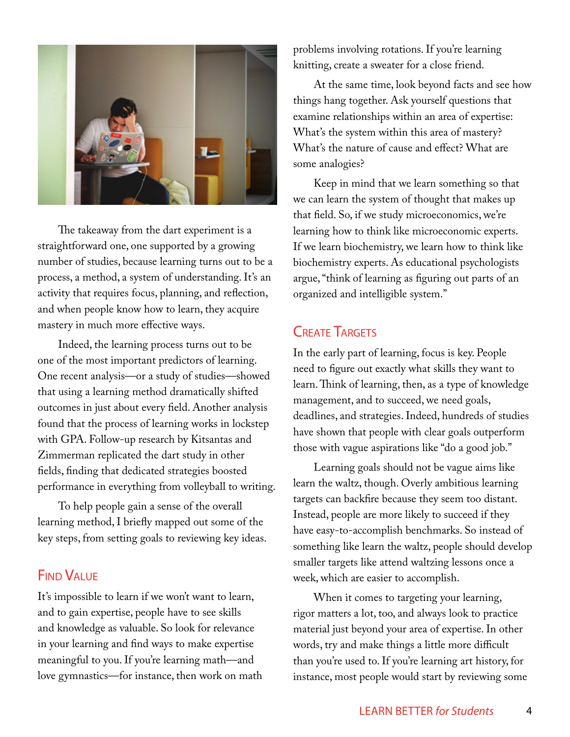The takeaway from the dart experiment is a straightforward one, one supported by a growing number of studies, because learning turns out to be a process, a method, a system of understanding. It's an activity that requires focus, planning, and reflection, and when people know how to learn, they acquire mastery in much more effective ways.

Indeed, the learning process turns out to be one of the most important predictors of learning. One recent analysis—or a study of studies—showed that using a learning method dramatically shifted outcomes in just about every field. Another analysis found that the process of learning works in lockstep with GPA. Follow-up research by Kitsantas and Zimmerman replicated the dart study in other fields, finding that dedicated strategies boosted performance in everything from volleyball to writing.

To help people gain a sense of the overall learning method, I briefly mapped out some of the key steps, from setting goals to reviewing key ideas.

## Find Value

It's impossible to learn if we won't want to learn, and to gain expertise, people have to see skills and knowledge as valuable. So look for relevance in your learning and find ways to make expertise meaningful to you. If you're learning math—and love gymnastics—for instance, then work on math problems involving rotations. If you're learning knitting, create a sweater for a close friend.

At the same time, look beyond facts and see how things hang together. Ask yourself questions that examine relationships within an area of expertise: What's the system within this area of mastery? What's the nature of cause and effect? What are some analogies?

Keep in mind that we learn something so that we can learn the system of thought that makes up that field. So, if we study microeconomics, we're learning how to think like microeconomic experts. If we learn biochemistry, we learn how to think like biochemistry experts. As educational psychologists argue, "think of learning as figuring out parts of an organized and intelligible system."

## Create Targets

In the early part of learning, focus is key. People need to figure out exactly what skills they want to learn. Think of learning, then, as a type of knowledge management, and to succeed, we need goals, deadlines, and strategies. Indeed, hundreds of studies have shown that people with clear goals outperform those with vague aspirations like "do a good job."

Learning goals should not be vague aims like learn the waltz, though. Overly ambitious learning targets can backfire because they seem too distant. Instead, people are more likely to succeed if they have easy-to-accomplish benchmarks. So instead of something like learn the waltz, people should develop smaller targets like attend waltzing lessons once a week, which are easier to accomplish.

When it comes to targeting your learning, rigor matters a lot, too, and always look to practice material just beyond your area of expertise. In other words, try and make things a little more difficult than you're used to. If you're learning art history, for instance, most people would start by reviewing some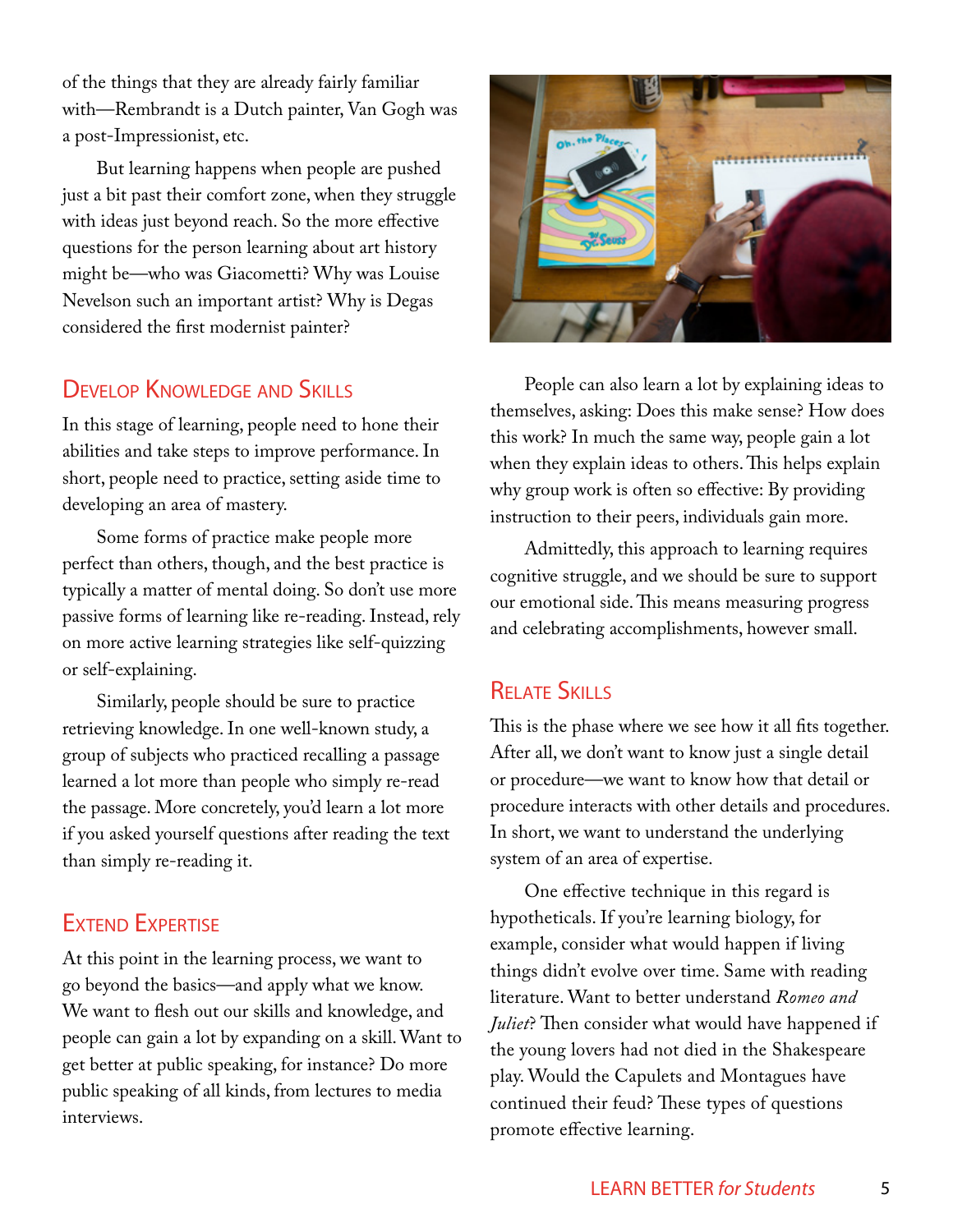of the things that they are already fairly familiar with—Rembrandt is a Dutch painter, Van Gogh was a post-Impressionist, etc.

But learning happens when people are pushed just a bit past their comfort zone, when they struggle with ideas just beyond reach. So the more effective questions for the person learning about art history might be—who was Giacometti? Why was Louise Nevelson such an important artist? Why is Degas considered the first modernist painter?

## Develop Knowledge and Skills

In this stage of learning, people need to hone their abilities and take steps to improve performance. In short, people need to practice, setting aside time to developing an area of mastery.

Some forms of practice make people more perfect than others, though, and the best practice is typically a matter of mental doing. So don't use more passive forms of learning like re-reading. Instead, rely on more active learning strategies like self-quizzing or self-explaining.

Similarly, people should be sure to practice retrieving knowledge. In one well-known study, a group of subjects who practiced recalling a passage learned a lot more than people who simply re-read the passage. More concretely, you'd learn a lot more if you asked yourself questions after reading the text than simply re-reading it.

## Extend Expertise

At this point in the learning process, we want to go beyond the basics—and apply what we know. We want to flesh out our skills and knowledge, and people can gain a lot by expanding on a skill. Want to get better at public speaking, for instance? Do more public speaking of all kinds, from lectures to media interviews.

People can also learn a lot by explaining ideas to themselves, asking: Does this make sense? How does this work? In much the same way, people gain a lot when they explain ideas to others. This helps explain why group work is often so effective: By providing instruction to their peers, individuals gain more.

Admittedly, this approach to learning requires cognitive struggle, and we should be sure to support our emotional side. This means measuring progress and celebrating accomplishments, however small.

## Relate Skills

This is the phase where we see how it all fits together. After all, we don't want to know just a single detail or procedure—we want to know how that detail or procedure interacts with other details and procedures. In short, we want to understand the underlying system of an area of expertise.

One effective technique in this regard is hypotheticals. If you're learning biology, for example, consider what would happen if living things didn't evolve over time. Same with reading literature. Want to better understand *Romeo and Juliet*? Then consider what would have happened if the young lovers had not died in the Shakespeare play. Would the Capulets and Montagues have continued their feud? These types of questions promote effective learning.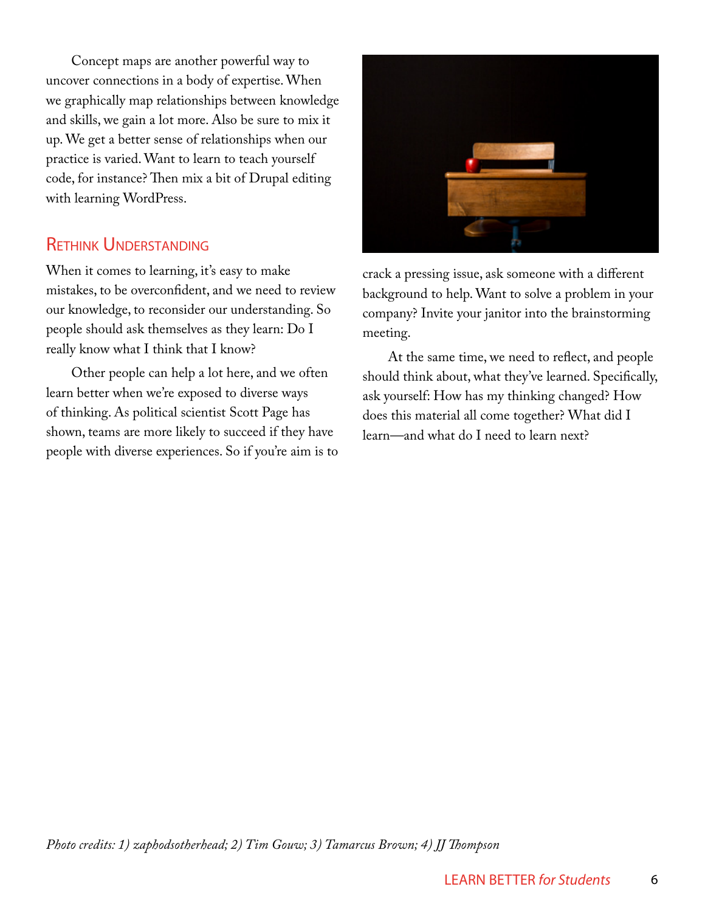Concept maps are another powerful way to uncover connections in a body of expertise. When we graphically map relationships between knowledge and skills, we gain a lot more. Also be sure to mix it up. We get a better sense of relationships when our practice is varied. Want to learn to teach yourself code, for instance? Then mix a bit of Drupal editing with learning WordPress.

## Rethink Understanding

When it comes to learning, it's easy to make mistakes, to be overconfident, and we need to review our knowledge, to reconsider our understanding. So people should ask themselves as they learn: Do I really know what I think that I know?

Other people can help a lot here, and we often learn better when we're exposed to diverse ways of thinking. As political scientist Scott Page has shown, teams are more likely to succeed if they have people with diverse experiences. So if you're aim is to crack a pressing issue, ask someone with a different background to help. Want to solve a problem in your company? Invite your janitor into the brainstorming meeting.

At the same time, we need to reflect, and people should think about, what they've learned. Specifically, ask yourself: How has my thinking changed? How does this material all come together? What did I learn—and what do I need to learn next?

*Photo credits: 1) zaphodsotherhead; 2) Tim Gouw; 3) Tamarcus Brown; 4) JJ Thompson*